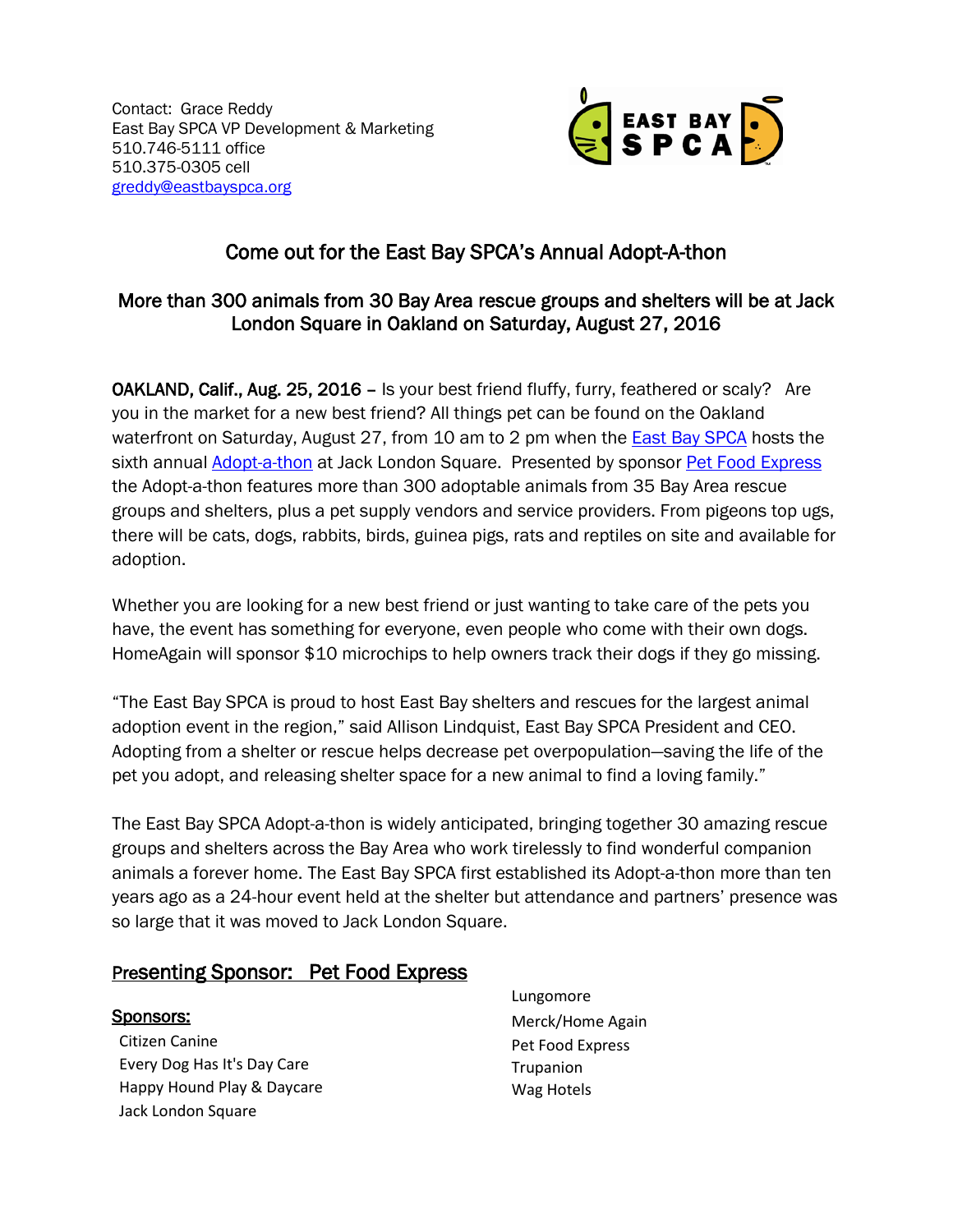Contact: Grace Reddy
East Bay SPCA VP Development & Marketing
510.746-5111 office
510.375-0305 cell
greddy@eastbayspca.org

EAST BAY SPCA

## Come out for the East Bay SPCA's Annual Adopt-A-thon

### More than 300 animals from 30 Bay Area rescue groups and shelters will be at Jack London Square in Oakland on Saturday, August 27, 2016

**OAKLAND, Calif., Aug. 25, 2016 –** Is your best friend fluffy, furry, feathered or scaly? Are you in the market for a new best friend? All things pet can be found on the Oakland waterfront on Saturday, August 27, from 10 am to 2 pm when the East Bay SPCA hosts the sixth annual Adopt-a-thon at Jack London Square. Presented by sponsor Pet Food Express the Adopt-a-thon features more than 300 adoptable animals from 35 Bay Area rescue groups and shelters, plus a pet supply vendors and service providers. From pigeons top ugs, there will be cats, dogs, rabbits, birds, guinea pigs, rats and reptiles on site and available for adoption.

Whether you are looking for a new best friend or just wanting to take care of the pets you have, the event has something for everyone, even people who come with their own dogs. HomeAgain will sponsor $10 microchips to help owners track their dogs if they go missing.

"The East Bay SPCA is proud to host East Bay shelters and rescues for the largest animal adoption event in the region," said Allison Lindquist, East Bay SPCA President and CEO. Adopting from a shelter or rescue helps decrease pet overpopulation—saving the life of the pet you adopt, and releasing shelter space for a new animal to find a loving family."

The East Bay SPCA Adopt-a-thon is widely anticipated, bringing together 30 amazing rescue groups and shelters across the Bay Area who work tirelessly to find wonderful companion animals a forever home. The East Bay SPCA first established its Adopt-a-thon more than ten years ago as a 24-hour event held at the shelter but attendance and partners' presence was so large that it was moved to Jack London Square.

## Presenting Sponsor: Pet Food Express

**Sponsors:**

- Citizen Canine
- Every Dog Has It's Day Care
- Happy Hound Play & Daycare
- Jack London Square
- Lungomore
- Merck/Home Again
- Pet Food Express
- Trupanion
- Wag Hotels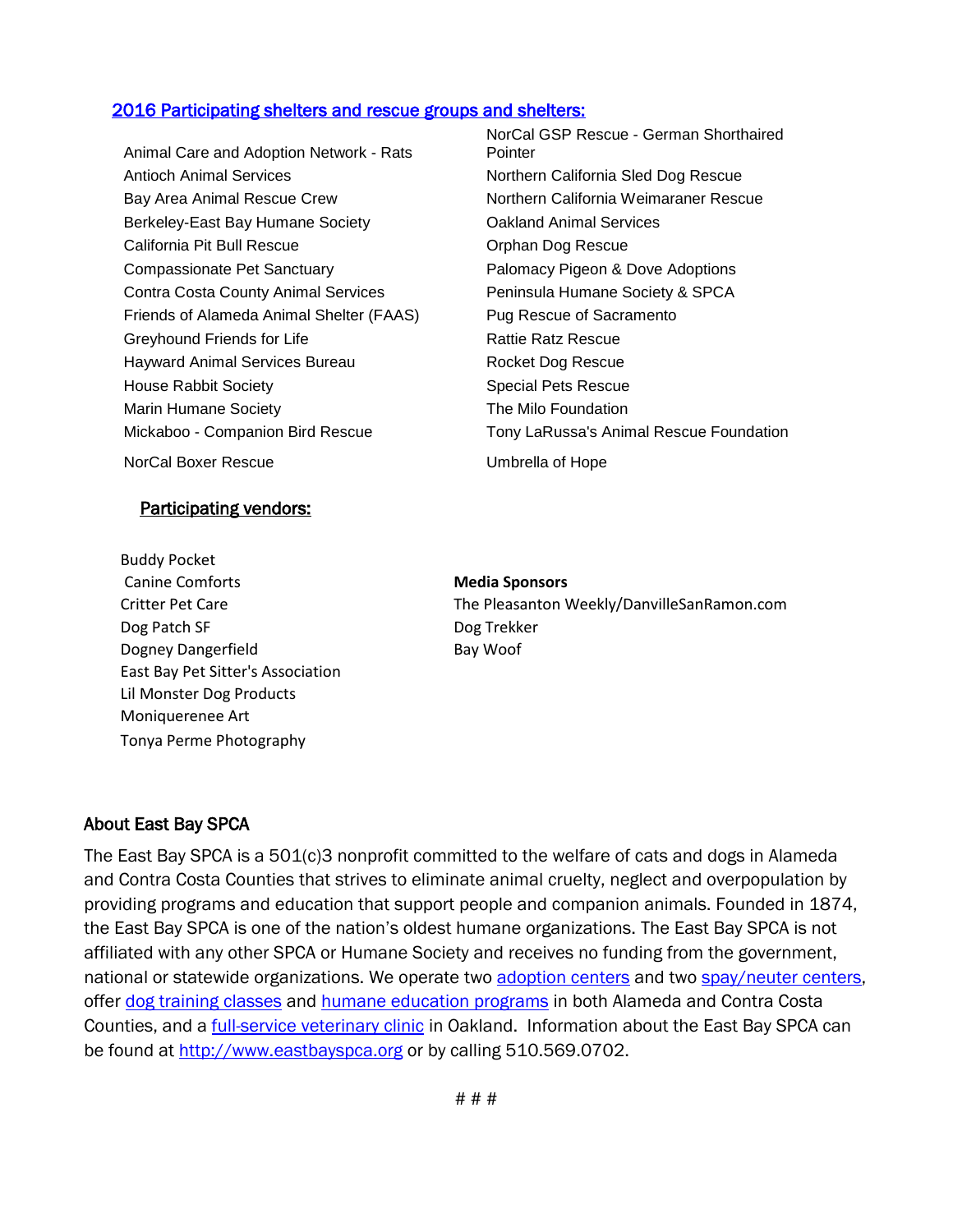## 2016 Participating shelters and rescue groups and shelters:

- Animal Care and Adoption Network - Rats
- Antioch Animal Services
- Bay Area Animal Rescue Crew
- Berkeley-East Bay Humane Society
- California Pit Bull Rescue
- Compassionate Pet Sanctuary
- Contra Costa County Animal Services
- Friends of Alameda Animal Shelter (FAAS)
- Greyhound Friends for Life
- Hayward Animal Services Bureau
- House Rabbit Society
- Marin Humane Society
- Mickaboo - Companion Bird Rescue
- NorCal Boxer Rescue
- NorCal GSP Rescue - German Shorthaired Pointer
- Northern California Sled Dog Rescue
- Northern California Weimaraner Rescue
- Oakland Animal Services
- Orphan Dog Rescue
- Palomacy Pigeon & Dove Adoptions
- Peninsula Humane Society & SPCA
- Pug Rescue of Sacramento
- Rattie Ratz Rescue
- Rocket Dog Rescue
- Special Pets Rescue
- The Milo Foundation
- Tony LaRussa's Animal Rescue Foundation
- Umbrella of Hope

## Participating vendors:

- Buddy Pocket
- Canine Comforts
- Critter Pet Care
- Dog Patch SF
- Dogney Dangerfield
- East Bay Pet Sitter's Association
- Lil Monster Dog Products
- Moniquerenee Art
- Tonya Perme Photography

**Media Sponsors**

- The Pleasanton Weekly/DanvilleSanRamon.com
- Dog Trekker
- Bay Woof

## About East Bay SPCA

The East Bay SPCA is a 501(c)3 nonprofit committed to the welfare of cats and dogs in Alameda and Contra Costa Counties that strives to eliminate animal cruelty, neglect and overpopulation by providing programs and education that support people and companion animals. Founded in 1874, the East Bay SPCA is one of the nation's oldest humane organizations. The East Bay SPCA is not affiliated with any other SPCA or Humane Society and receives no funding from the government, national or statewide organizations. We operate two adoption centers and two spay/neuter centers, offer dog training classes and humane education programs in both Alameda and Contra Costa Counties, and a full-service veterinary clinic in Oakland. Information about the East Bay SPCA can be found at http://www.eastbayspca.org or by calling 510.569.0702.

# # #